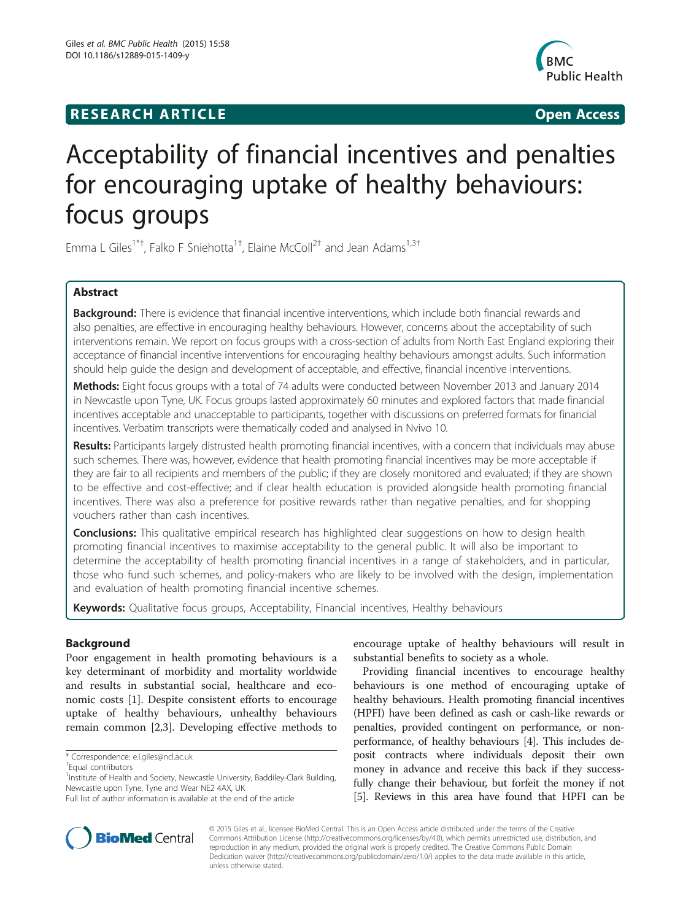**RESEARCH ARTICLE** **Open Access**

# Acceptability of financial incentives and penalties for encouraging uptake of healthy behaviours: focus groups

Emma L Giles[1*†], Falko F Sniehotta[1†], Elaine McColl[2†] and Jean Adams[1,3†]

## Abstract

**Background:** There is evidence that financial incentive interventions, which include both financial rewards and also penalties, are effective in encouraging healthy behaviours. However, concerns about the acceptability of such interventions remain. We report on focus groups with a cross-section of adults from North East England exploring their acceptance of financial incentive interventions for encouraging healthy behaviours amongst adults. Such information should help guide the design and development of acceptable, and effective, financial incentive interventions.

**Methods:** Eight focus groups with a total of 74 adults were conducted between November 2013 and January 2014 in Newcastle upon Tyne, UK. Focus groups lasted approximately 60 minutes and explored factors that made financial incentives acceptable and unacceptable to participants, together with discussions on preferred formats for financial incentives. Verbatim transcripts were thematically coded and analysed in Nvivo 10.

**Results:** Participants largely distrusted health promoting financial incentives, with a concern that individuals may abuse such schemes. There was, however, evidence that health promoting financial incentives may be more acceptable if they are fair to all recipients and members of the public; if they are closely monitored and evaluated; if they are shown to be effective and cost-effective; and if clear health education is provided alongside health promoting financial incentives. There was also a preference for positive rewards rather than negative penalties, and for shopping vouchers rather than cash incentives.

**Conclusions:** This qualitative empirical research has highlighted clear suggestions on how to design health promoting financial incentives to maximise acceptability to the general public. It will also be important to determine the acceptability of health promoting financial incentives in a range of stakeholders, and in particular, those who fund such schemes, and policy-makers who are likely to be involved with the design, implementation and evaluation of health promoting financial incentive schemes.

**Keywords:** Qualitative focus groups, Acceptability, Financial incentives, Healthy behaviours

## Background

Poor engagement in health promoting behaviours is a key determinant of morbidity and mortality worldwide and results in substantial social, healthcare and economic costs [1]. Despite consistent efforts to encourage uptake of healthy behaviours, unhealthy behaviours remain common [2,3]. Developing effective methods to encourage uptake of healthy behaviours will result in substantial benefits to society as a whole.

Providing financial incentives to encourage healthy behaviours is one method of encouraging uptake of healthy behaviours. Health promoting financial incentives (HPFI) have been defined as cash or cash-like rewards or penalties, provided contingent on performance, or non-performance, of healthy behaviours [4]. This includes deposit contracts where individuals deposit their own money in advance and receive this back if they successfully change their behaviour, but forfeit the money if not [5]. Reviews in this area have found that HPFI can be

\* Correspondence: e.l.giles@ncl.ac.uk
†Equal contributors
[1]Institute of Health and Society, Newcastle University, Baddiley-Clark Building, Newcastle upon Tyne, Tyne and Wear NE2 4AX, UK
Full list of author information is available at the end of the article

© 2015 Giles et al.; licensee BioMed Central. This is an Open Access article distributed under the terms of the Creative Commons Attribution License (http://creativecommons.org/licenses/by/4.0), which permits unrestricted use, distribution, and reproduction in any medium, provided the original work is properly credited. The Creative Commons Public Domain Dedication waiver (http://creativecommons.org/publicdomain/zero/1.0/) applies to the data made available in this article, unless otherwise stated.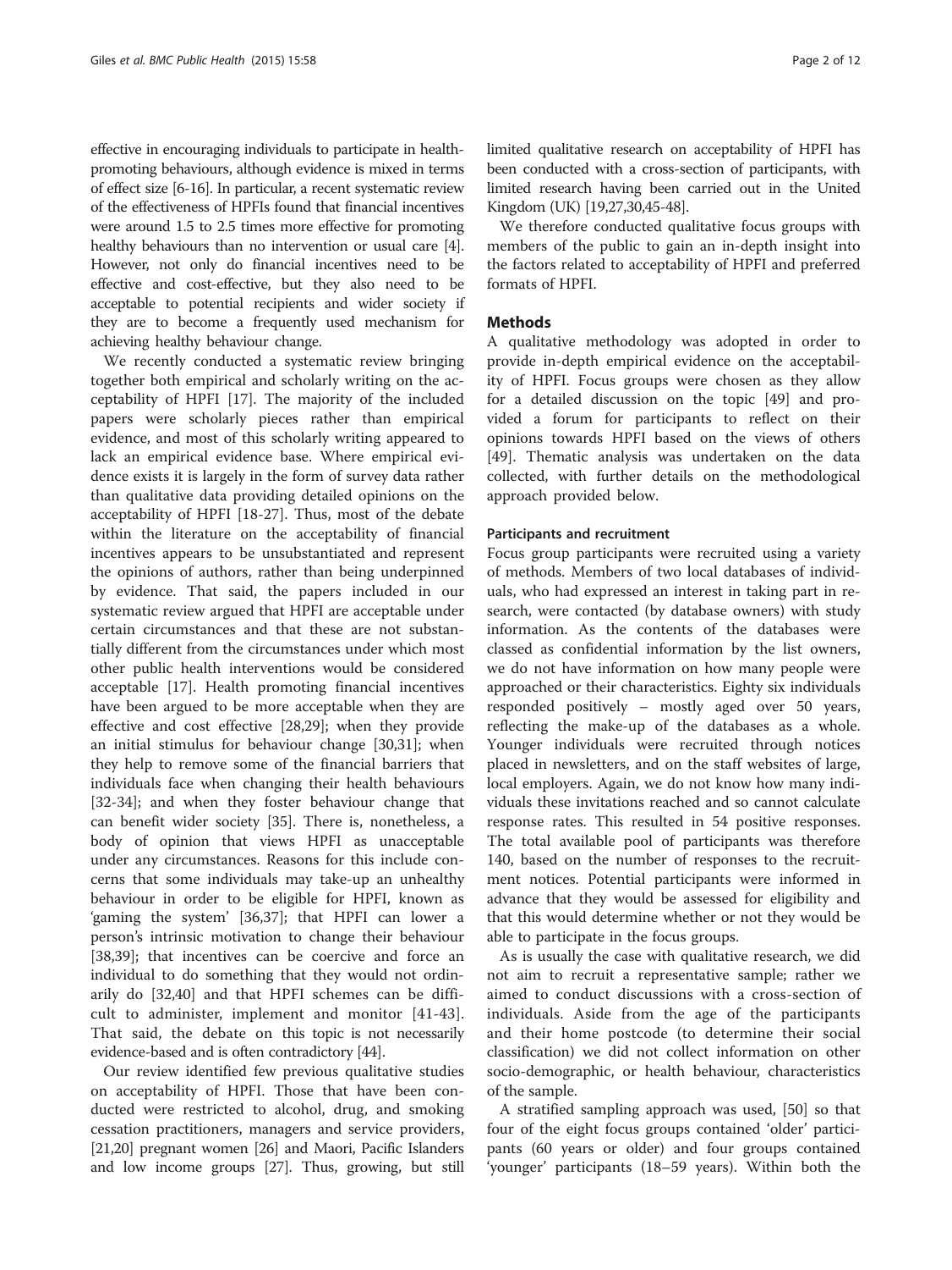effective in encouraging individuals to participate in health-promoting behaviours, although evidence is mixed in terms of effect size [6-16]. In particular, a recent systematic review of the effectiveness of HPFIs found that financial incentives were around 1.5 to 2.5 times more effective for promoting healthy behaviours than no intervention or usual care [4]. However, not only do financial incentives need to be effective and cost-effective, but they also need to be acceptable to potential recipients and wider society if they are to become a frequently used mechanism for achieving healthy behaviour change.

We recently conducted a systematic review bringing together both empirical and scholarly writing on the acceptability of HPFI [17]. The majority of the included papers were scholarly pieces rather than empirical evidence, and most of this scholarly writing appeared to lack an empirical evidence base. Where empirical evidence exists it is largely in the form of survey data rather than qualitative data providing detailed opinions on the acceptability of HPFI [18-27]. Thus, most of the debate within the literature on the acceptability of financial incentives appears to be unsubstantiated and represent the opinions of authors, rather than being underpinned by evidence. That said, the papers included in our systematic review argued that HPFI are acceptable under certain circumstances and that these are not substantially different from the circumstances under which most other public health interventions would be considered acceptable [17]. Health promoting financial incentives have been argued to be more acceptable when they are effective and cost effective [28,29]; when they provide an initial stimulus for behaviour change [30,31]; when they help to remove some of the financial barriers that individuals face when changing their health behaviours [32-34]; and when they foster behaviour change that can benefit wider society [35]. There is, nonetheless, a body of opinion that views HPFI as unacceptable under any circumstances. Reasons for this include concerns that some individuals may take-up an unhealthy behaviour in order to be eligible for HPFI, known as 'gaming the system' [36,37]; that HPFI can lower a person's intrinsic motivation to change their behaviour [38,39]; that incentives can be coercive and force an individual to do something that they would not ordinarily do [32,40] and that HPFI schemes can be difficult to administer, implement and monitor [41-43]. That said, the debate on this topic is not necessarily evidence-based and is often contradictory [44].

Our review identified few previous qualitative studies on acceptability of HPFI. Those that have been conducted were restricted to alcohol, drug, and smoking cessation practitioners, managers and service providers, [21,20] pregnant women [26] and Maori, Pacific Islanders and low income groups [27]. Thus, growing, but still limited qualitative research on acceptability of HPFI has been conducted with a cross-section of participants, with limited research having been carried out in the United Kingdom (UK) [19,27,30,45-48].

We therefore conducted qualitative focus groups with members of the public to gain an in-depth insight into the factors related to acceptability of HPFI and preferred formats of HPFI.

## Methods

A qualitative methodology was adopted in order to provide in-depth empirical evidence on the acceptability of HPFI. Focus groups were chosen as they allow for a detailed discussion on the topic [49] and provided a forum for participants to reflect on their opinions towards HPFI based on the views of others [49]. Thematic analysis was undertaken on the data collected, with further details on the methodological approach provided below.

### Participants and recruitment

Focus group participants were recruited using a variety of methods. Members of two local databases of individuals, who had expressed an interest in taking part in research, were contacted (by database owners) with study information. As the contents of the databases were classed as confidential information by the list owners, we do not have information on how many people were approached or their characteristics. Eighty six individuals responded positively – mostly aged over 50 years, reflecting the make-up of the databases as a whole. Younger individuals were recruited through notices placed in newsletters, and on the staff websites of large, local employers. Again, we do not know how many individuals these invitations reached and so cannot calculate response rates. This resulted in 54 positive responses. The total available pool of participants was therefore 140, based on the number of responses to the recruitment notices. Potential participants were informed in advance that they would be assessed for eligibility and that this would determine whether or not they would be able to participate in the focus groups.

As is usually the case with qualitative research, we did not aim to recruit a representative sample; rather we aimed to conduct discussions with a cross-section of individuals. Aside from the age of the participants and their home postcode (to determine their social classification) we did not collect information on other socio-demographic, or health behaviour, characteristics of the sample.

A stratified sampling approach was used, [50] so that four of the eight focus groups contained 'older' participants (60 years or older) and four groups contained 'younger' participants (18–59 years). Within both the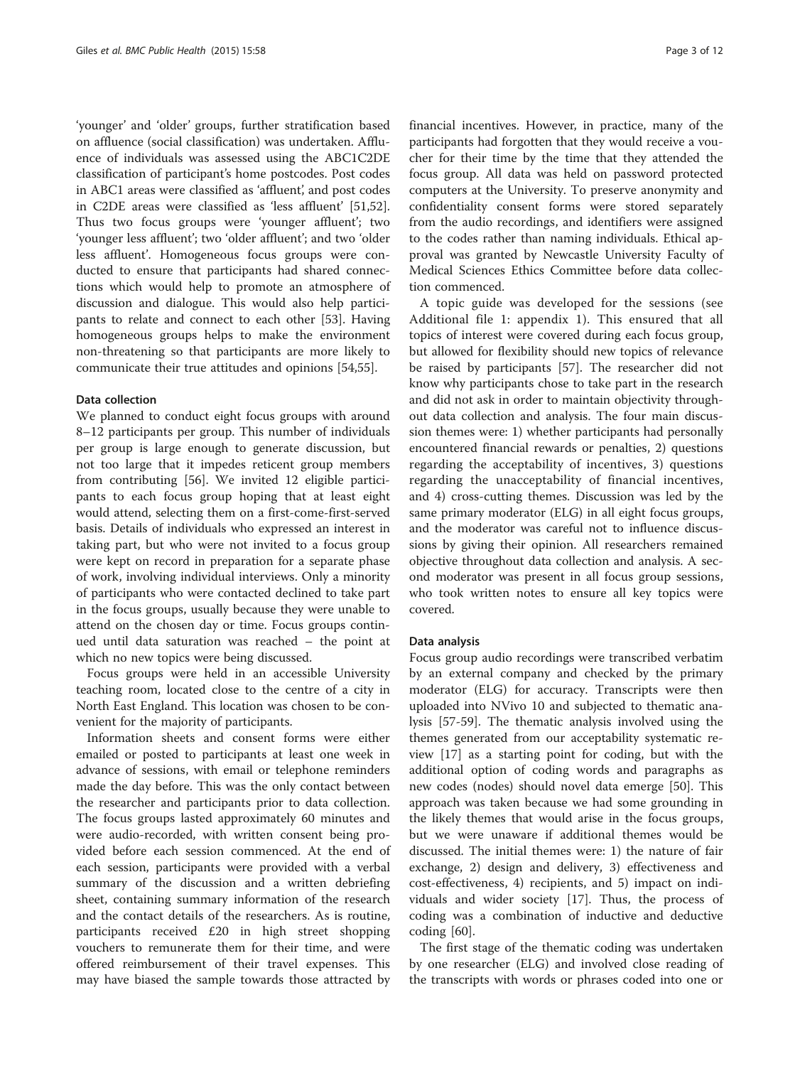'younger' and 'older' groups, further stratification based on affluence (social classification) was undertaken. Affluence of individuals was assessed using the ABC1C2DE classification of participant's home postcodes. Post codes in ABC1 areas were classified as 'affluent', and post codes in C2DE areas were classified as 'less affluent' [51,52]. Thus two focus groups were 'younger affluent'; two 'younger less affluent'; two 'older affluent'; and two 'older less affluent'. Homogeneous focus groups were conducted to ensure that participants had shared connections which would help to promote an atmosphere of discussion and dialogue. This would also help participants to relate and connect to each other [53]. Having homogeneous groups helps to make the environment non-threatening so that participants are more likely to communicate their true attitudes and opinions [54,55].

#### Data collection

We planned to conduct eight focus groups with around 8–12 participants per group. This number of individuals per group is large enough to generate discussion, but not too large that it impedes reticent group members from contributing [56]. We invited 12 eligible participants to each focus group hoping that at least eight would attend, selecting them on a first-come-first-served basis. Details of individuals who expressed an interest in taking part, but who were not invited to a focus group were kept on record in preparation for a separate phase of work, involving individual interviews. Only a minority of participants who were contacted declined to take part in the focus groups, usually because they were unable to attend on the chosen day or time. Focus groups continued until data saturation was reached – the point at which no new topics were being discussed.

Focus groups were held in an accessible University teaching room, located close to the centre of a city in North East England. This location was chosen to be convenient for the majority of participants.

Information sheets and consent forms were either emailed or posted to participants at least one week in advance of sessions, with email or telephone reminders made the day before. This was the only contact between the researcher and participants prior to data collection. The focus groups lasted approximately 60 minutes and were audio-recorded, with written consent being provided before each session commenced. At the end of each session, participants were provided with a verbal summary of the discussion and a written debriefing sheet, containing summary information of the research and the contact details of the researchers. As is routine, participants received £20 in high street shopping vouchers to remunerate them for their time, and were offered reimbursement of their travel expenses. This may have biased the sample towards those attracted by financial incentives. However, in practice, many of the participants had forgotten that they would receive a voucher for their time by the time that they attended the focus group. All data was held on password protected computers at the University. To preserve anonymity and confidentiality consent forms were stored separately from the audio recordings, and identifiers were assigned to the codes rather than naming individuals. Ethical approval was granted by Newcastle University Faculty of Medical Sciences Ethics Committee before data collection commenced.

A topic guide was developed for the sessions (see Additional file 1: appendix 1). This ensured that all topics of interest were covered during each focus group, but allowed for flexibility should new topics of relevance be raised by participants [57]. The researcher did not know why participants chose to take part in the research and did not ask in order to maintain objectivity throughout data collection and analysis. The four main discussion themes were: 1) whether participants had personally encountered financial rewards or penalties, 2) questions regarding the acceptability of incentives, 3) questions regarding the unacceptability of financial incentives, and 4) cross-cutting themes. Discussion was led by the same primary moderator (ELG) in all eight focus groups, and the moderator was careful not to influence discussions by giving their opinion. All researchers remained objective throughout data collection and analysis. A second moderator was present in all focus group sessions, who took written notes to ensure all key topics were covered.

#### Data analysis

Focus group audio recordings were transcribed verbatim by an external company and checked by the primary moderator (ELG) for accuracy. Transcripts were then uploaded into NVivo 10 and subjected to thematic analysis [57-59]. The thematic analysis involved using the themes generated from our acceptability systematic review [17] as a starting point for coding, but with the additional option of coding words and paragraphs as new codes (nodes) should novel data emerge [50]. This approach was taken because we had some grounding in the likely themes that would arise in the focus groups, but we were unaware if additional themes would be discussed. The initial themes were: 1) the nature of fair exchange, 2) design and delivery, 3) effectiveness and cost-effectiveness, 4) recipients, and 5) impact on individuals and wider society [17]. Thus, the process of coding was a combination of inductive and deductive coding [60].

The first stage of the thematic coding was undertaken by one researcher (ELG) and involved close reading of the transcripts with words or phrases coded into one or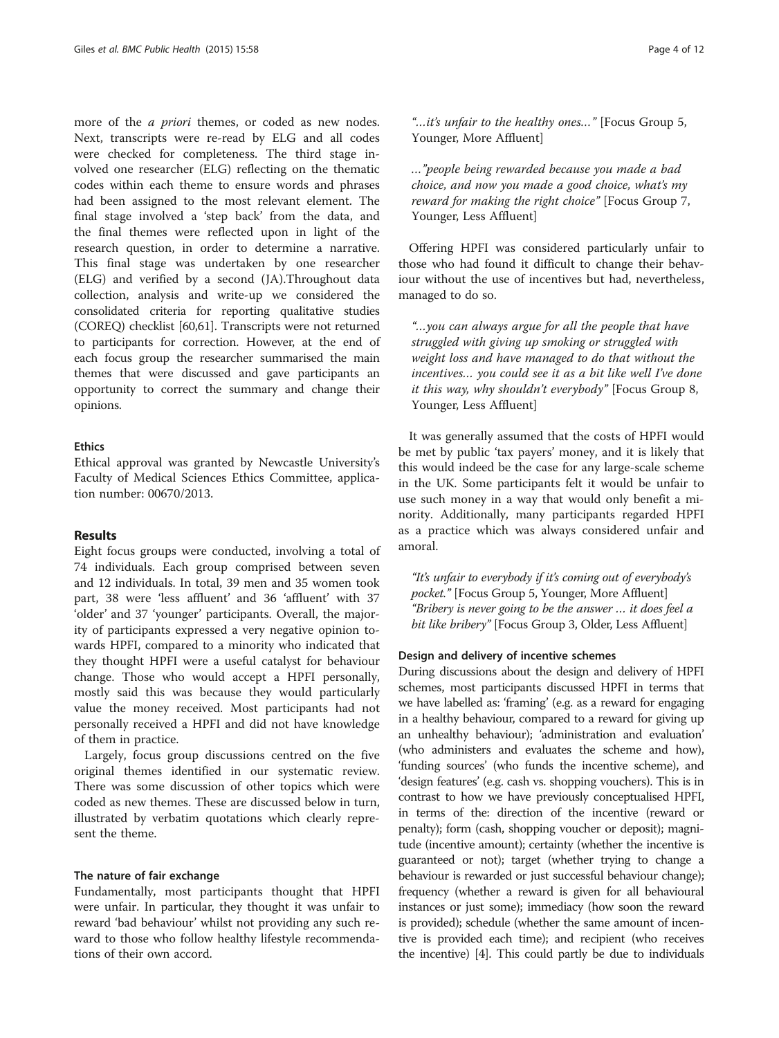more of the *a priori* themes, or coded as new nodes. Next, transcripts were re-read by ELG and all codes were checked for completeness. The third stage involved one researcher (ELG) reflecting on the thematic codes within each theme to ensure words and phrases had been assigned to the most relevant element. The final stage involved a 'step back' from the data, and the final themes were reflected upon in light of the research question, in order to determine a narrative. This final stage was undertaken by one researcher (ELG) and verified by a second (JA).Throughout data collection, analysis and write-up we considered the consolidated criteria for reporting qualitative studies (COREQ) checklist [60,61]. Transcripts were not returned to participants for correction. However, at the end of each focus group the researcher summarised the main themes that were discussed and gave participants an opportunity to correct the summary and change their opinions.

#### Ethics

Ethical approval was granted by Newcastle University's Faculty of Medical Sciences Ethics Committee, application number: 00670/2013.

## Results

Eight focus groups were conducted, involving a total of 74 individuals. Each group comprised between seven and 12 individuals. In total, 39 men and 35 women took part, 38 were 'less affluent' and 36 'affluent' with 37 'older' and 37 'younger' participants. Overall, the majority of participants expressed a very negative opinion towards HPFI, compared to a minority who indicated that they thought HPFI were a useful catalyst for behaviour change. Those who would accept a HPFI personally, mostly said this was because they would particularly value the money received. Most participants had not personally received a HPFI and did not have knowledge of them in practice.

Largely, focus group discussions centred on the five original themes identified in our systematic review. There was some discussion of other topics which were coded as new themes. These are discussed below in turn, illustrated by verbatim quotations which clearly represent the theme.

### The nature of fair exchange

Fundamentally, most participants thought that HPFI were unfair. In particular, they thought it was unfair to reward 'bad behaviour' whilst not providing any such reward to those who follow healthy lifestyle recommendations of their own accord.

> *"…it's unfair to the healthy ones…"* [Focus Group 5, Younger, More Affluent]

> *…"people being rewarded because you made a bad choice, and now you made a good choice, what's my reward for making the right choice"* [Focus Group 7, Younger, Less Affluent]

Offering HPFI was considered particularly unfair to those who had found it difficult to change their behaviour without the use of incentives but had, nevertheless, managed to do so.

> *"…you can always argue for all the people that have struggled with giving up smoking or struggled with weight loss and have managed to do that without the incentives… you could see it as a bit like well I've done it this way, why shouldn't everybody"* [Focus Group 8, Younger, Less Affluent]

It was generally assumed that the costs of HPFI would be met by public 'tax payers' money, and it is likely that this would indeed be the case for any large-scale scheme in the UK. Some participants felt it would be unfair to use such money in a way that would only benefit a minority. Additionally, many participants regarded HPFI as a practice which was always considered unfair and amoral.

> *"It's unfair to everybody if it's coming out of everybody's pocket."* [Focus Group 5, Younger, More Affluent]
> *"Bribery is never going to be the answer … it does feel a bit like bribery"* [Focus Group 3, Older, Less Affluent]

### Design and delivery of incentive schemes

During discussions about the design and delivery of HPFI schemes, most participants discussed HPFI in terms that we have labelled as: 'framing' (e.g. as a reward for engaging in a healthy behaviour, compared to a reward for giving up an unhealthy behaviour); 'administration and evaluation' (who administers and evaluates the scheme and how), 'funding sources' (who funds the incentive scheme), and 'design features' (e.g. cash vs. shopping vouchers). This is in contrast to how we have previously conceptualised HPFI, in terms of the: direction of the incentive (reward or penalty); form (cash, shopping voucher or deposit); magnitude (incentive amount); certainty (whether the incentive is guaranteed or not); target (whether trying to change a behaviour is rewarded or just successful behaviour change); frequency (whether a reward is given for all behavioural instances or just some); immediacy (how soon the reward is provided); schedule (whether the same amount of incentive is provided each time); and recipient (who receives the incentive) [4]. This could partly be due to individuals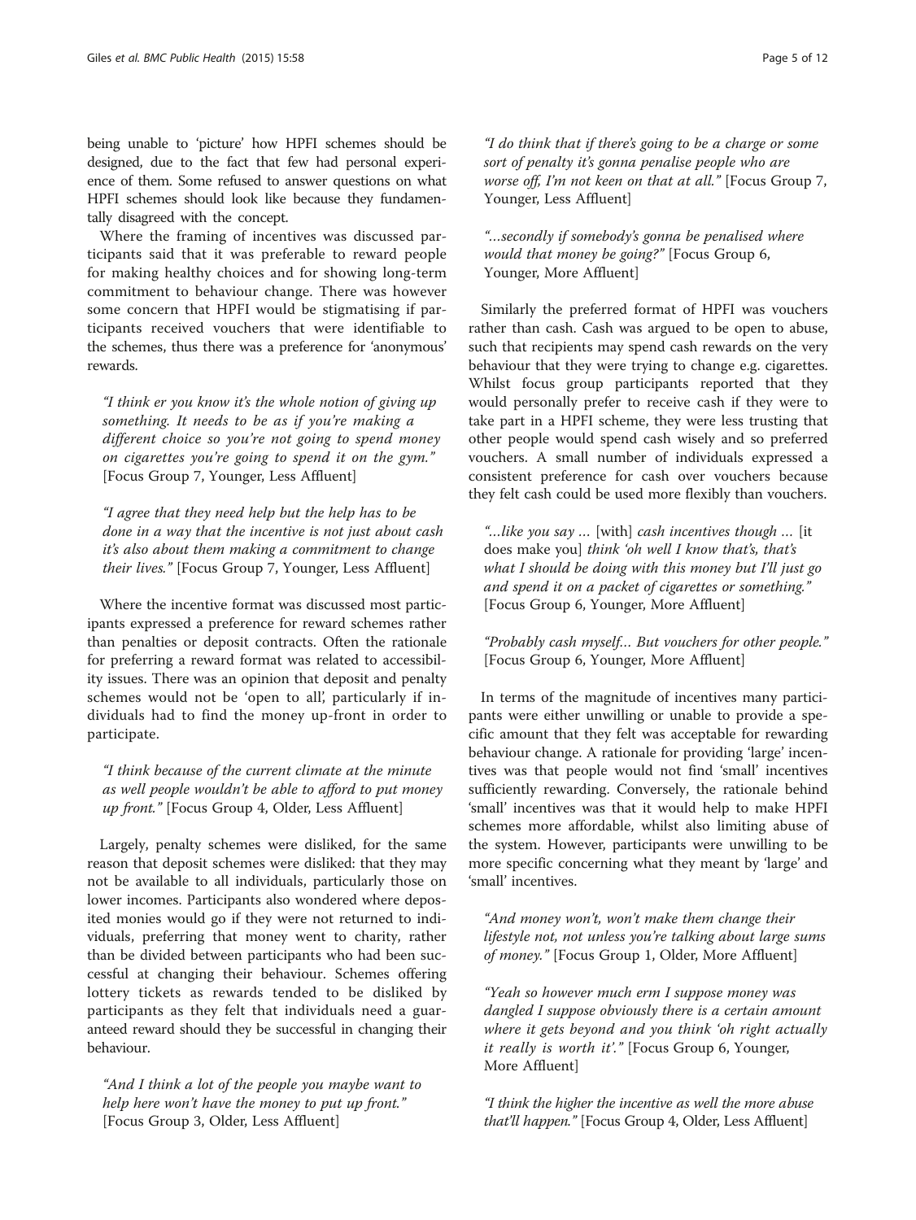being unable to 'picture' how HPFI schemes should be designed, due to the fact that few had personal experience of them. Some refused to answer questions on what HPFI schemes should look like because they fundamentally disagreed with the concept.

Where the framing of incentives was discussed participants said that it was preferable to reward people for making healthy choices and for showing long-term commitment to behaviour change. There was however some concern that HPFI would be stigmatising if participants received vouchers that were identifiable to the schemes, thus there was a preference for 'anonymous' rewards.

> *"I think er you know it's the whole notion of giving up something. It needs to be as if you're making a different choice so you're not going to spend money on cigarettes you're going to spend it on the gym."* [Focus Group 7, Younger, Less Affluent]

> *"I agree that they need help but the help has to be done in a way that the incentive is not just about cash it's also about them making a commitment to change their lives."* [Focus Group 7, Younger, Less Affluent]

Where the incentive format was discussed most participants expressed a preference for reward schemes rather than penalties or deposit contracts. Often the rationale for preferring a reward format was related to accessibility issues. There was an opinion that deposit and penalty schemes would not be 'open to all', particularly if individuals had to find the money up-front in order to participate.

> *"I think because of the current climate at the minute as well people wouldn't be able to afford to put money up front."* [Focus Group 4, Older, Less Affluent]

Largely, penalty schemes were disliked, for the same reason that deposit schemes were disliked: that they may not be available to all individuals, particularly those on lower incomes. Participants also wondered where deposited monies would go if they were not returned to individuals, preferring that money went to charity, rather than be divided between participants who had been successful at changing their behaviour. Schemes offering lottery tickets as rewards tended to be disliked by participants as they felt that individuals need a guaranteed reward should they be successful in changing their behaviour.

> *"And I think a lot of the people you maybe want to help here won't have the money to put up front."* [Focus Group 3, Older, Less Affluent]

> *"I do think that if there's going to be a charge or some sort of penalty it's gonna penalise people who are worse off, I'm not keen on that at all."* [Focus Group 7, Younger, Less Affluent]

> *"…secondly if somebody's gonna be penalised where would that money be going?"* [Focus Group 6, Younger, More Affluent]

Similarly the preferred format of HPFI was vouchers rather than cash. Cash was argued to be open to abuse, such that recipients may spend cash rewards on the very behaviour that they were trying to change e.g. cigarettes. Whilst focus group participants reported that they would personally prefer to receive cash if they were to take part in a HPFI scheme, they were less trusting that other people would spend cash wisely and so preferred vouchers. A small number of individuals expressed a consistent preference for cash over vouchers because they felt cash could be used more flexibly than vouchers.

> *"…like you say …* [with] *cash incentives though …* [it does make you] *think 'oh well I know that's, that's what I should be doing with this money but I'll just go and spend it on a packet of cigarettes or something."* [Focus Group 6, Younger, More Affluent]

> *"Probably cash myself… But vouchers for other people."* [Focus Group 6, Younger, More Affluent]

In terms of the magnitude of incentives many participants were either unwilling or unable to provide a specific amount that they felt was acceptable for rewarding behaviour change. A rationale for providing 'large' incentives was that people would not find 'small' incentives sufficiently rewarding. Conversely, the rationale behind 'small' incentives was that it would help to make HPFI schemes more affordable, whilst also limiting abuse of the system. However, participants were unwilling to be more specific concerning what they meant by 'large' and 'small' incentives.

> *"And money won't, won't make them change their lifestyle not, not unless you're talking about large sums of money."* [Focus Group 1, Older, More Affluent]

> *"Yeah so however much erm I suppose money was dangled I suppose obviously there is a certain amount where it gets beyond and you think 'oh right actually it really is worth it'."* [Focus Group 6, Younger, More Affluent]

> *"I think the higher the incentive as well the more abuse that'll happen."* [Focus Group 4, Older, Less Affluent]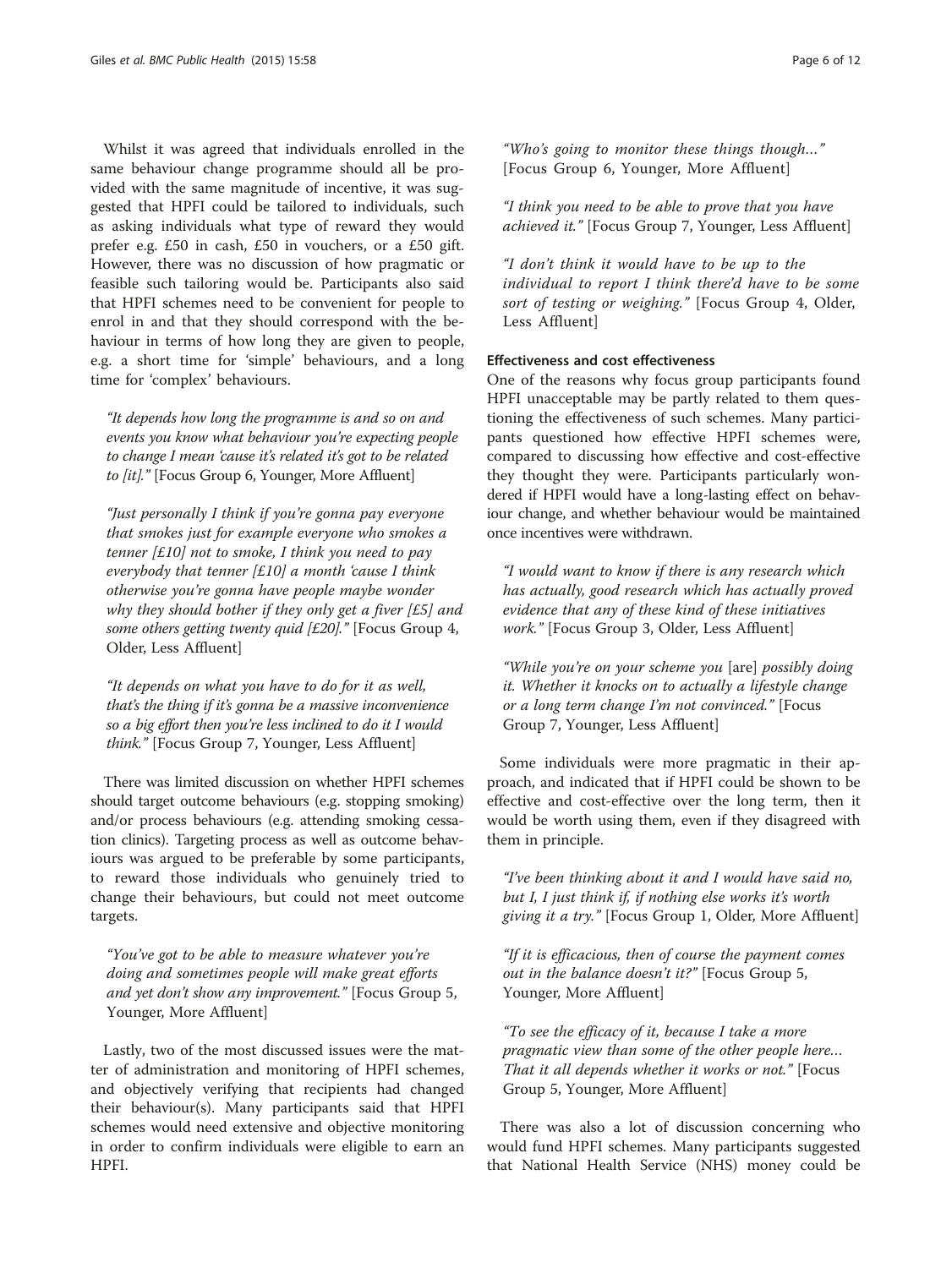Whilst it was agreed that individuals enrolled in the same behaviour change programme should all be provided with the same magnitude of incentive, it was suggested that HPFI could be tailored to individuals, such as asking individuals what type of reward they would prefer e.g. £50 in cash, £50 in vouchers, or a £50 gift. However, there was no discussion of how pragmatic or feasible such tailoring would be. Participants also said that HPFI schemes need to be convenient for people to enrol in and that they should correspond with the behaviour in terms of how long they are given to people, e.g. a short time for 'simple' behaviours, and a long time for 'complex' behaviours.

> *"It depends how long the programme is and so on and events you know what behaviour you're expecting people to change I mean 'cause it's related it's got to be related to [it]."* [Focus Group 6, Younger, More Affluent]

> *"Just personally I think if you're gonna pay everyone that smokes just for example everyone who smokes a tenner [£10] not to smoke, I think you need to pay everybody that tenner [£10] a month 'cause I think otherwise you're gonna have people maybe wonder why they should bother if they only get a fiver [£5] and some others getting twenty quid [£20]."* [Focus Group 4, Older, Less Affluent]

> *"It depends on what you have to do for it as well, that's the thing if it's gonna be a massive inconvenience so a big effort then you're less inclined to do it I would think."* [Focus Group 7, Younger, Less Affluent]

There was limited discussion on whether HPFI schemes should target outcome behaviours (e.g. stopping smoking) and/or process behaviours (e.g. attending smoking cessation clinics). Targeting process as well as outcome behaviours was argued to be preferable by some participants, to reward those individuals who genuinely tried to change their behaviours, but could not meet outcome targets.

> *"You've got to be able to measure whatever you're doing and sometimes people will make great efforts and yet don't show any improvement."* [Focus Group 5, Younger, More Affluent]

Lastly, two of the most discussed issues were the matter of administration and monitoring of HPFI schemes, and objectively verifying that recipients had changed their behaviour(s). Many participants said that HPFI schemes would need extensive and objective monitoring in order to confirm individuals were eligible to earn an HPFI.

> *"Who's going to monitor these things though…"* [Focus Group 6, Younger, More Affluent]

> *"I think you need to be able to prove that you have achieved it."* [Focus Group 7, Younger, Less Affluent]

> *"I don't think it would have to be up to the individual to report I think there'd have to be some sort of testing or weighing."* [Focus Group 4, Older, Less Affluent]

### Effectiveness and cost effectiveness

One of the reasons why focus group participants found HPFI unacceptable may be partly related to them questioning the effectiveness of such schemes. Many participants questioned how effective HPFI schemes were, compared to discussing how effective and cost-effective they thought they were. Participants particularly wondered if HPFI would have a long-lasting effect on behaviour change, and whether behaviour would be maintained once incentives were withdrawn.

> *"I would want to know if there is any research which has actually, good research which has actually proved evidence that any of these kind of these initiatives work."* [Focus Group 3, Older, Less Affluent]

> *"While you're on your scheme you* [are] *possibly doing it. Whether it knocks on to actually a lifestyle change or a long term change I'm not convinced."* [Focus Group 7, Younger, Less Affluent]

Some individuals were more pragmatic in their approach, and indicated that if HPFI could be shown to be effective and cost-effective over the long term, then it would be worth using them, even if they disagreed with them in principle.

> *"I've been thinking about it and I would have said no, but I, I just think if, if nothing else works it's worth giving it a try."* [Focus Group 1, Older, More Affluent]

> *"If it is efficacious, then of course the payment comes out in the balance doesn't it?"* [Focus Group 5, Younger, More Affluent]

> *"To see the efficacy of it, because I take a more pragmatic view than some of the other people here… That it all depends whether it works or not."* [Focus Group 5, Younger, More Affluent]

There was also a lot of discussion concerning who would fund HPFI schemes. Many participants suggested that National Health Service (NHS) money could be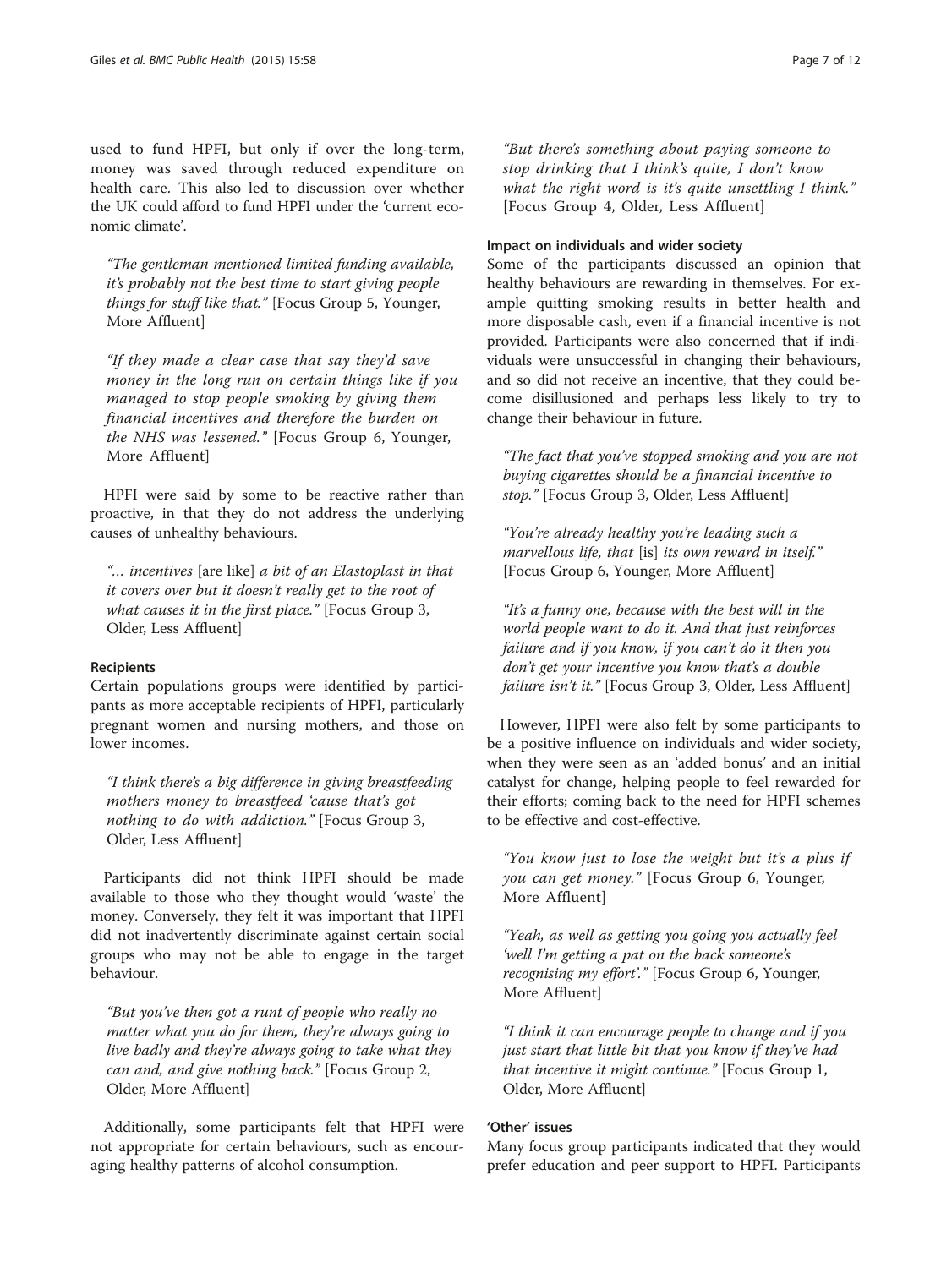used to fund HPFI, but only if over the long-term, money was saved through reduced expenditure on health care. This also led to discussion over whether the UK could afford to fund HPFI under the 'current economic climate'.

> *"The gentleman mentioned limited funding available, it's probably not the best time to start giving people things for stuff like that."* [Focus Group 5, Younger, More Affluent]

> *"If they made a clear case that say they'd save money in the long run on certain things like if you managed to stop people smoking by giving them financial incentives and therefore the burden on the NHS was lessened."* [Focus Group 6, Younger, More Affluent]

HPFI were said by some to be reactive rather than proactive, in that they do not address the underlying causes of unhealthy behaviours.

> *"… incentives* [are like] *a bit of an Elastoplast in that it covers over but it doesn't really get to the root of what causes it in the first place."* [Focus Group 3, Older, Less Affluent]

#### Recipients

Certain populations groups were identified by participants as more acceptable recipients of HPFI, particularly pregnant women and nursing mothers, and those on lower incomes.

> *"I think there's a big difference in giving breastfeeding mothers money to breastfeed 'cause that's got nothing to do with addiction."* [Focus Group 3, Older, Less Affluent]

Participants did not think HPFI should be made available to those who they thought would 'waste' the money. Conversely, they felt it was important that HPFI did not inadvertently discriminate against certain social groups who may not be able to engage in the target behaviour.

> *"But you've then got a runt of people who really no matter what you do for them, they're always going to live badly and they're always going to take what they can and, and give nothing back."* [Focus Group 2, Older, More Affluent]

Additionally, some participants felt that HPFI were not appropriate for certain behaviours, such as encouraging healthy patterns of alcohol consumption.

> *"But there's something about paying someone to stop drinking that I think's quite, I don't know what the right word is it's quite unsettling I think."* [Focus Group 4, Older, Less Affluent]

#### Impact on individuals and wider society

Some of the participants discussed an opinion that healthy behaviours are rewarding in themselves. For example quitting smoking results in better health and more disposable cash, even if a financial incentive is not provided. Participants were also concerned that if individuals were unsuccessful in changing their behaviours, and so did not receive an incentive, that they could become disillusioned and perhaps less likely to try to change their behaviour in future.

> *"The fact that you've stopped smoking and you are not buying cigarettes should be a financial incentive to stop."* [Focus Group 3, Older, Less Affluent]

> *"You're already healthy you're leading such a marvellous life, that* [is] *its own reward in itself."* [Focus Group 6, Younger, More Affluent]

> *"It's a funny one, because with the best will in the world people want to do it. And that just reinforces failure and if you know, if you can't do it then you don't get your incentive you know that's a double failure isn't it."* [Focus Group 3, Older, Less Affluent]

However, HPFI were also felt by some participants to be a positive influence on individuals and wider society, when they were seen as an 'added bonus' and an initial catalyst for change, helping people to feel rewarded for their efforts; coming back to the need for HPFI schemes to be effective and cost-effective.

> *"You know just to lose the weight but it's a plus if you can get money."* [Focus Group 6, Younger, More Affluent]

> *"Yeah, as well as getting you going you actually feel 'well I'm getting a pat on the back someone's recognising my effort'."* [Focus Group 6, Younger, More Affluent]

> *"I think it can encourage people to change and if you just start that little bit that you know if they've had that incentive it might continue."* [Focus Group 1, Older, More Affluent]

#### 'Other' issues

Many focus group participants indicated that they would prefer education and peer support to HPFI. Participants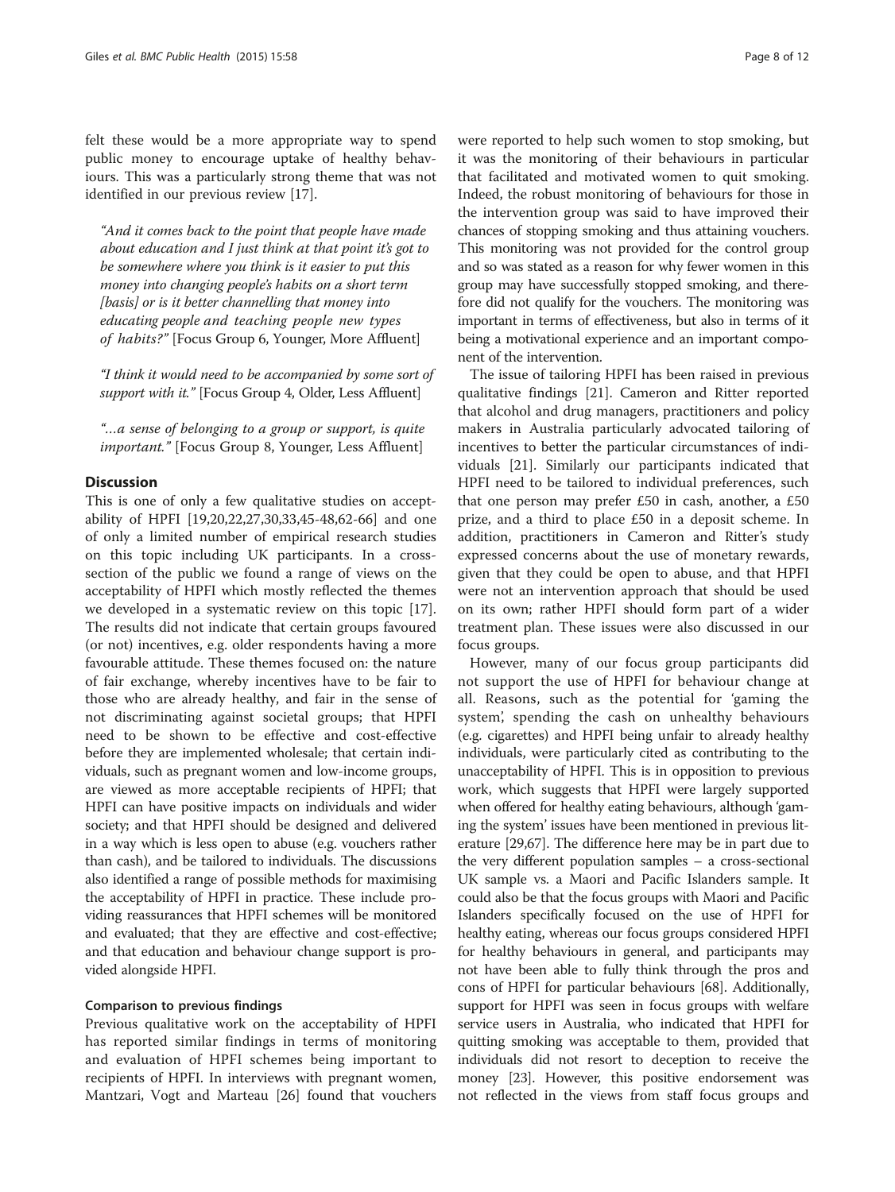felt these would be a more appropriate way to spend public money to encourage uptake of healthy behaviours. This was a particularly strong theme that was not identified in our previous review [17].

> *"And it comes back to the point that people have made about education and I just think at that point it's got to be somewhere where you think is it easier to put this money into changing people's habits on a short term [basis] or is it better channelling that money into educating people and teaching people new types of habits?"* [Focus Group 6, Younger, More Affluent]

> *"I think it would need to be accompanied by some sort of support with it."* [Focus Group 4, Older, Less Affluent]

> *"…a sense of belonging to a group or support, is quite important."* [Focus Group 8, Younger, Less Affluent]

## Discussion

This is one of only a few qualitative studies on acceptability of HPFI [19,20,22,27,30,33,45-48,62-66] and one of only a limited number of empirical research studies on this topic including UK participants. In a cross-section of the public we found a range of views on the acceptability of HPFI which mostly reflected the themes we developed in a systematic review on this topic [17]. The results did not indicate that certain groups favoured (or not) incentives, e.g. older respondents having a more favourable attitude. These themes focused on: the nature of fair exchange, whereby incentives have to be fair to those who are already healthy, and fair in the sense of not discriminating against societal groups; that HPFI need to be shown to be effective and cost-effective before they are implemented wholesale; that certain individuals, such as pregnant women and low-income groups, are viewed as more acceptable recipients of HPFI; that HPFI can have positive impacts on individuals and wider society; and that HPFI should be designed and delivered in a way which is less open to abuse (e.g. vouchers rather than cash), and be tailored to individuals. The discussions also identified a range of possible methods for maximising the acceptability of HPFI in practice. These include providing reassurances that HPFI schemes will be monitored and evaluated; that they are effective and cost-effective; and that education and behaviour change support is provided alongside HPFI.

### Comparison to previous findings

Previous qualitative work on the acceptability of HPFI has reported similar findings in terms of monitoring and evaluation of HPFI schemes being important to recipients of HPFI. In interviews with pregnant women, Mantzari, Vogt and Marteau [26] found that vouchers were reported to help such women to stop smoking, but it was the monitoring of their behaviours in particular that facilitated and motivated women to quit smoking. Indeed, the robust monitoring of behaviours for those in the intervention group was said to have improved their chances of stopping smoking and thus attaining vouchers. This monitoring was not provided for the control group and so was stated as a reason for why fewer women in this group may have successfully stopped smoking, and therefore did not qualify for the vouchers. The monitoring was important in terms of effectiveness, but also in terms of it being a motivational experience and an important component of the intervention.

The issue of tailoring HPFI has been raised in previous qualitative findings [21]. Cameron and Ritter reported that alcohol and drug managers, practitioners and policy makers in Australia particularly advocated tailoring of incentives to better the particular circumstances of individuals [21]. Similarly our participants indicated that HPFI need to be tailored to individual preferences, such that one person may prefer £50 in cash, another, a £50 prize, and a third to place £50 in a deposit scheme. In addition, practitioners in Cameron and Ritter's study expressed concerns about the use of monetary rewards, given that they could be open to abuse, and that HPFI were not an intervention approach that should be used on its own; rather HPFI should form part of a wider treatment plan. These issues were also discussed in our focus groups.

However, many of our focus group participants did not support the use of HPFI for behaviour change at all. Reasons, such as the potential for 'gaming the system', spending the cash on unhealthy behaviours (e.g. cigarettes) and HPFI being unfair to already healthy individuals, were particularly cited as contributing to the unacceptability of HPFI. This is in opposition to previous work, which suggests that HPFI were largely supported when offered for healthy eating behaviours, although 'gaming the system' issues have been mentioned in previous literature [29,67]. The difference here may be in part due to the very different population samples – a cross-sectional UK sample vs. a Maori and Pacific Islanders sample. It could also be that the focus groups with Maori and Pacific Islanders specifically focused on the use of HPFI for healthy eating, whereas our focus groups considered HPFI for healthy behaviours in general, and participants may not have been able to fully think through the pros and cons of HPFI for particular behaviours [68]. Additionally, support for HPFI was seen in focus groups with welfare service users in Australia, who indicated that HPFI for quitting smoking was acceptable to them, provided that individuals did not resort to deception to receive the money [23]. However, this positive endorsement was not reflected in the views from staff focus groups and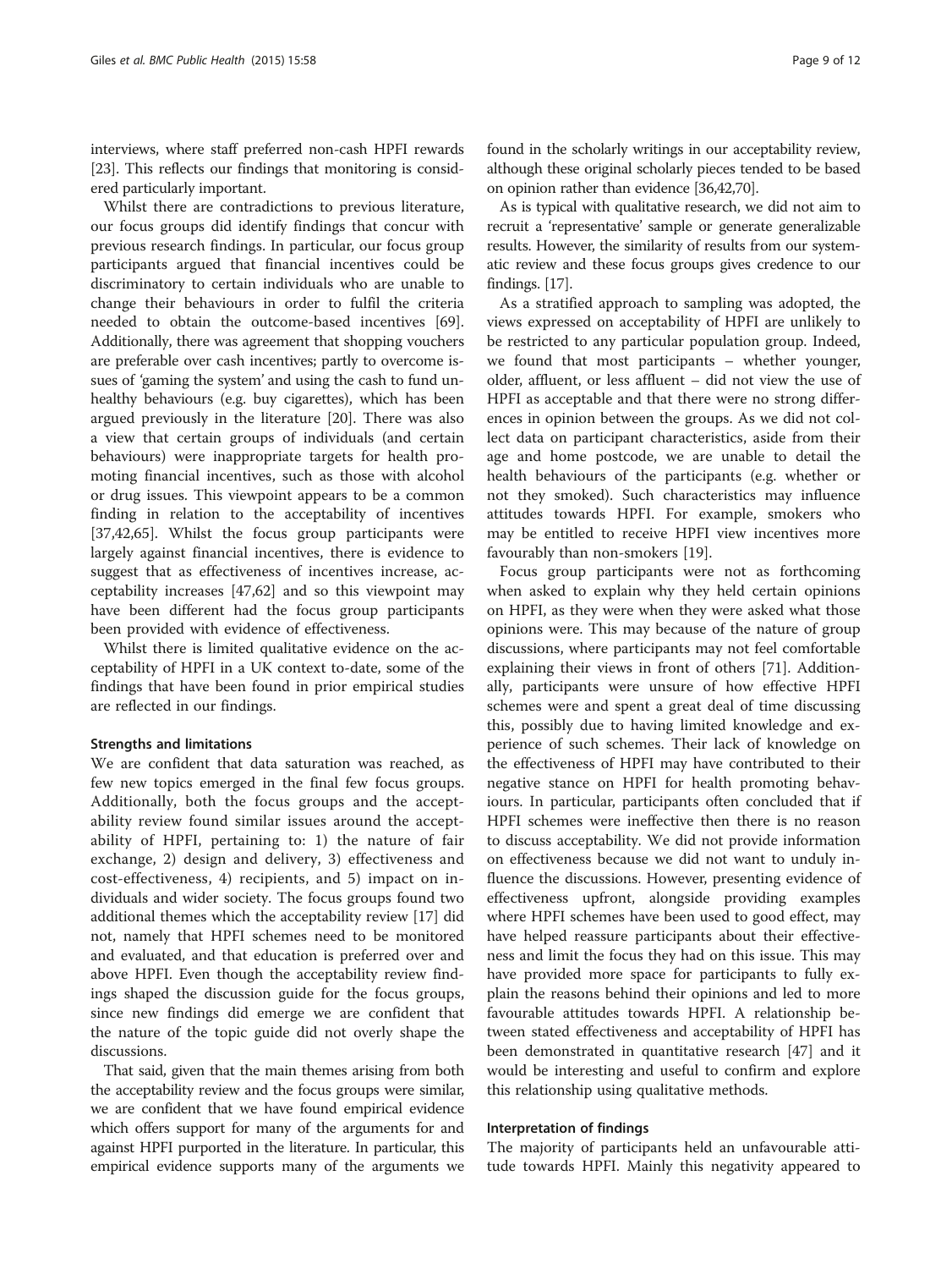interviews, where staff preferred non-cash HPFI rewards [23]. This reflects our findings that monitoring is considered particularly important.

Whilst there are contradictions to previous literature, our focus groups did identify findings that concur with previous research findings. In particular, our focus group participants argued that financial incentives could be discriminatory to certain individuals who are unable to change their behaviours in order to fulfil the criteria needed to obtain the outcome-based incentives [69]. Additionally, there was agreement that shopping vouchers are preferable over cash incentives; partly to overcome issues of 'gaming the system' and using the cash to fund unhealthy behaviours (e.g. buy cigarettes), which has been argued previously in the literature [20]. There was also a view that certain groups of individuals (and certain behaviours) were inappropriate targets for health promoting financial incentives, such as those with alcohol or drug issues. This viewpoint appears to be a common finding in relation to the acceptability of incentives [37,42,65]. Whilst the focus group participants were largely against financial incentives, there is evidence to suggest that as effectiveness of incentives increase, acceptability increases [47,62] and so this viewpoint may have been different had the focus group participants been provided with evidence of effectiveness.

Whilst there is limited qualitative evidence on the acceptability of HPFI in a UK context to-date, some of the findings that have been found in prior empirical studies are reflected in our findings.

### Strengths and limitations

We are confident that data saturation was reached, as few new topics emerged in the final few focus groups. Additionally, both the focus groups and the acceptability review found similar issues around the acceptability of HPFI, pertaining to: 1) the nature of fair exchange, 2) design and delivery, 3) effectiveness and cost-effectiveness, 4) recipients, and 5) impact on individuals and wider society. The focus groups found two additional themes which the acceptability review [17] did not, namely that HPFI schemes need to be monitored and evaluated, and that education is preferred over and above HPFI. Even though the acceptability review findings shaped the discussion guide for the focus groups, since new findings did emerge we are confident that the nature of the topic guide did not overly shape the discussions.

That said, given that the main themes arising from both the acceptability review and the focus groups were similar, we are confident that we have found empirical evidence which offers support for many of the arguments for and against HPFI purported in the literature. In particular, this empirical evidence supports many of the arguments we found in the scholarly writings in our acceptability review, although these original scholarly pieces tended to be based on opinion rather than evidence [36,42,70].

As is typical with qualitative research, we did not aim to recruit a 'representative' sample or generate generalizable results. However, the similarity of results from our systematic review and these focus groups gives credence to our findings. [17].

As a stratified approach to sampling was adopted, the views expressed on acceptability of HPFI are unlikely to be restricted to any particular population group. Indeed, we found that most participants – whether younger, older, affluent, or less affluent – did not view the use of HPFI as acceptable and that there were no strong differences in opinion between the groups. As we did not collect data on participant characteristics, aside from their age and home postcode, we are unable to detail the health behaviours of the participants (e.g. whether or not they smoked). Such characteristics may influence attitudes towards HPFI. For example, smokers who may be entitled to receive HPFI view incentives more favourably than non-smokers [19].

Focus group participants were not as forthcoming when asked to explain why they held certain opinions on HPFI, as they were when they were asked what those opinions were. This may because of the nature of group discussions, where participants may not feel comfortable explaining their views in front of others [71]. Additionally, participants were unsure of how effective HPFI schemes were and spent a great deal of time discussing this, possibly due to having limited knowledge and experience of such schemes. Their lack of knowledge on the effectiveness of HPFI may have contributed to their negative stance on HPFI for health promoting behaviours. In particular, participants often concluded that if HPFI schemes were ineffective then there is no reason to discuss acceptability. We did not provide information on effectiveness because we did not want to unduly influence the discussions. However, presenting evidence of effectiveness upfront, alongside providing examples where HPFI schemes have been used to good effect, may have helped reassure participants about their effectiveness and limit the focus they had on this issue. This may have provided more space for participants to fully explain the reasons behind their opinions and led to more favourable attitudes towards HPFI. A relationship between stated effectiveness and acceptability of HPFI has been demonstrated in quantitative research [47] and it would be interesting and useful to confirm and explore this relationship using qualitative methods.

### Interpretation of findings

The majority of participants held an unfavourable attitude towards HPFI. Mainly this negativity appeared to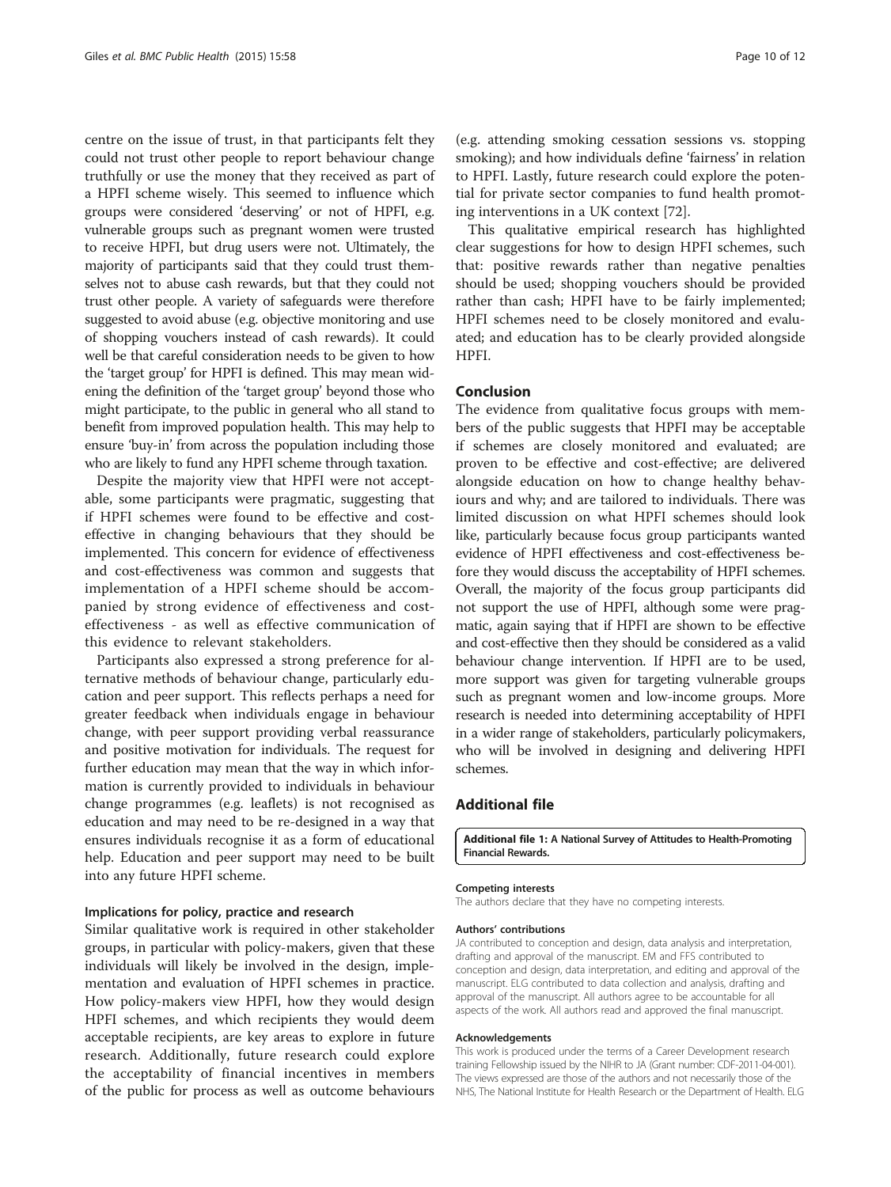centre on the issue of trust, in that participants felt they could not trust other people to report behaviour change truthfully or use the money that they received as part of a HPFI scheme wisely. This seemed to influence which groups were considered 'deserving' or not of HPFI, e.g. vulnerable groups such as pregnant women were trusted to receive HPFI, but drug users were not. Ultimately, the majority of participants said that they could trust themselves not to abuse cash rewards, but that they could not trust other people. A variety of safeguards were therefore suggested to avoid abuse (e.g. objective monitoring and use of shopping vouchers instead of cash rewards). It could well be that careful consideration needs to be given to how the 'target group' for HPFI is defined. This may mean widening the definition of the 'target group' beyond those who might participate, to the public in general who all stand to benefit from improved population health. This may help to ensure 'buy-in' from across the population including those who are likely to fund any HPFI scheme through taxation.

Despite the majority view that HPFI were not acceptable, some participants were pragmatic, suggesting that if HPFI schemes were found to be effective and cost-effective in changing behaviours that they should be implemented. This concern for evidence of effectiveness and cost-effectiveness was common and suggests that implementation of a HPFI scheme should be accompanied by strong evidence of effectiveness and cost-effectiveness - as well as effective communication of this evidence to relevant stakeholders.

Participants also expressed a strong preference for alternative methods of behaviour change, particularly education and peer support. This reflects perhaps a need for greater feedback when individuals engage in behaviour change, with peer support providing verbal reassurance and positive motivation for individuals. The request for further education may mean that the way in which information is currently provided to individuals in behaviour change programmes (e.g. leaflets) is not recognised as education and may need to be re-designed in a way that ensures individuals recognise it as a form of educational help. Education and peer support may need to be built into any future HPFI scheme.

### Implications for policy, practice and research

Similar qualitative work is required in other stakeholder groups, in particular with policy-makers, given that these individuals will likely be involved in the design, implementation and evaluation of HPFI schemes in practice. How policy-makers view HPFI, how they would design HPFI schemes, and which recipients they would deem acceptable recipients, are key areas to explore in future research. Additionally, future research could explore the acceptability of financial incentives in members of the public for process as well as outcome behaviours (e.g. attending smoking cessation sessions vs. stopping smoking); and how individuals define 'fairness' in relation to HPFI. Lastly, future research could explore the potential for private sector companies to fund health promoting interventions in a UK context [72].

This qualitative empirical research has highlighted clear suggestions for how to design HPFI schemes, such that: positive rewards rather than negative penalties should be used; shopping vouchers should be provided rather than cash; HPFI have to be fairly implemented; HPFI schemes need to be closely monitored and evaluated; and education has to be clearly provided alongside HPFI.

## Conclusion

The evidence from qualitative focus groups with members of the public suggests that HPFI may be acceptable if schemes are closely monitored and evaluated; are proven to be effective and cost-effective; are delivered alongside education on how to change healthy behaviours and why; and are tailored to individuals. There was limited discussion on what HPFI schemes should look like, particularly because focus group participants wanted evidence of HPFI effectiveness and cost-effectiveness before they would discuss the acceptability of HPFI schemes. Overall, the majority of the focus group participants did not support the use of HPFI, although some were pragmatic, again saying that if HPFI are shown to be effective and cost-effective then they should be considered as a valid behaviour change intervention. If HPFI are to be used, more support was given for targeting vulnerable groups such as pregnant women and low-income groups. More research is needed into determining acceptability of HPFI in a wider range of stakeholders, particularly policymakers, who will be involved in designing and delivering HPFI schemes.

## Additional file

**Additional file 1: A National Survey of Attitudes to Health-Promoting Financial Rewards.**

#### Competing interests

The authors declare that they have no competing interests.

#### Authors' contributions

JA contributed to conception and design, data analysis and interpretation, drafting and approval of the manuscript. EM and FFS contributed to conception and design, data interpretation, and editing and approval of the manuscript. ELG contributed to data collection and analysis, drafting and approval of the manuscript. All authors agree to be accountable for all aspects of the work. All authors read and approved the final manuscript.

#### Acknowledgements

This work is produced under the terms of a Career Development research training Fellowship issued by the NIHR to JA (Grant number: CDF-2011-04-001). The views expressed are those of the authors and not necessarily those of the NHS, The National Institute for Health Research or the Department of Health. ELG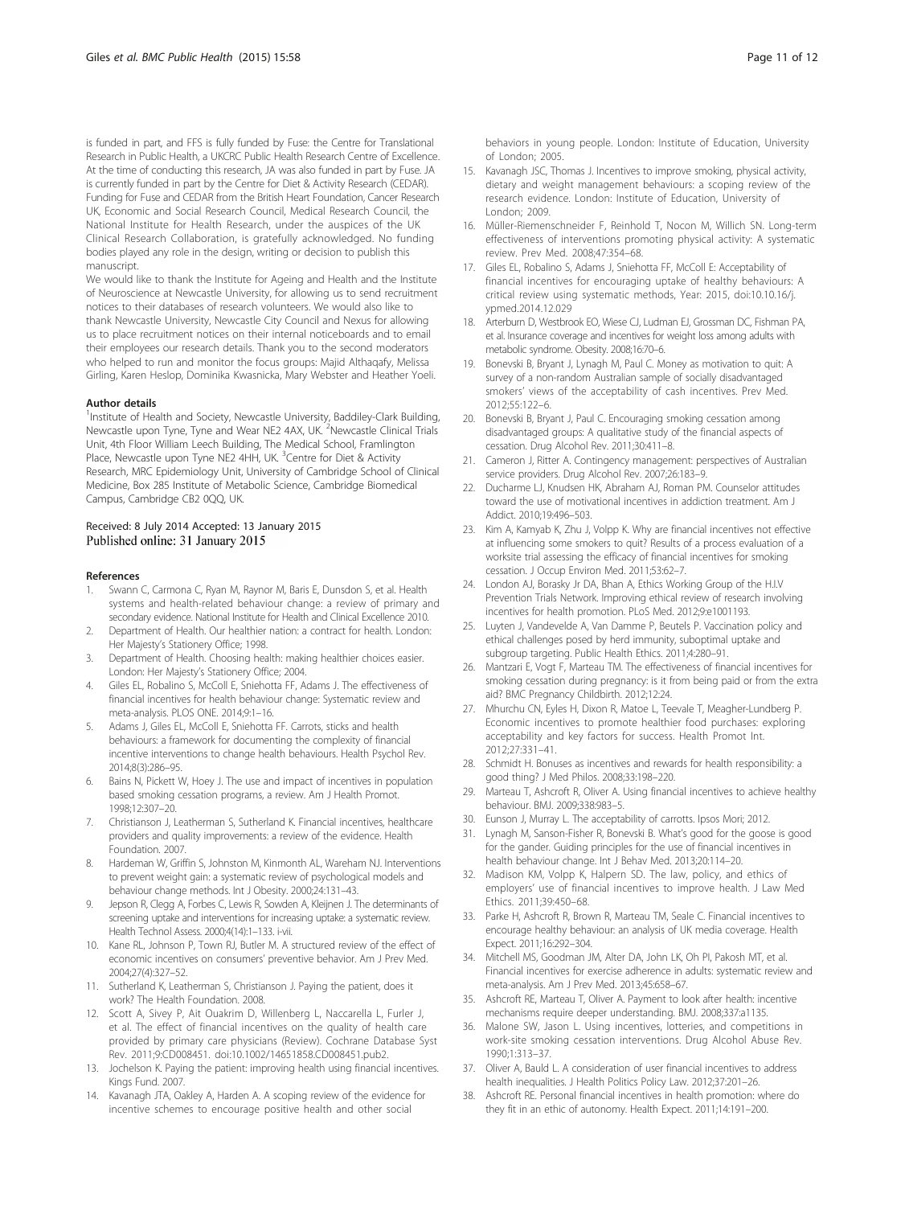is funded in part, and FFS is fully funded by Fuse: the Centre for Translational Research in Public Health, a UKCRC Public Health Research Centre of Excellence. At the time of conducting this research, JA was also funded in part by Fuse. JA is currently funded in part by the Centre for Diet & Activity Research (CEDAR). Funding for Fuse and CEDAR from the British Heart Foundation, Cancer Research UK, Economic and Social Research Council, Medical Research Council, the National Institute for Health Research, under the auspices of the UK Clinical Research Collaboration, is gratefully acknowledged. No funding bodies played any role in the design, writing or decision to publish this manuscript.

We would like to thank the Institute for Ageing and Health and the Institute of Neuroscience at Newcastle University, for allowing us to send recruitment notices to their databases of research volunteers. We would also like to thank Newcastle University, Newcastle City Council and Nexus for allowing us to place recruitment notices on their internal noticeboards and to email their employees our research details. Thank you to the second moderators who helped to run and monitor the focus groups: Majid Althaqafy, Melissa Girling, Karen Heslop, Dominika Kwasnicka, Mary Webster and Heather Yoeli.

#### Author details

[1]Institute of Health and Society, Newcastle University, Baddiley-Clark Building, Newcastle upon Tyne, Tyne and Wear NE2 4AX, UK. [2]Newcastle Clinical Trials Unit, 4th Floor William Leech Building, The Medical School, Framlington Place, Newcastle upon Tyne NE2 4HH, UK. [3]Centre for Diet & Activity Research, MRC Epidemiology Unit, University of Cambridge School of Clinical Medicine, Box 285 Institute of Metabolic Science, Cambridge Biomedical Campus, Cambridge CB2 0QQ, UK.

Received: 8 July 2014 Accepted: 13 January 2015
Published online: 31 January 2015

#### References

1. Swann C, Carmona C, Ryan M, Raynor M, Baris E, Dunsdon S, et al. Health systems and health-related behaviour change: a review of primary and secondary evidence. National Institute for Health and Clinical Excellence 2010.
2. Department of Health. Our healthier nation: a contract for health. London: Her Majesty's Stationery Office; 1998.
3. Department of Health. Choosing health: making healthier choices easier. London: Her Majesty's Stationery Office; 2004.
4. Giles EL, Robalino S, McColl E, Sniehotta FF, Adams J. The effectiveness of financial incentives for health behaviour change: Systematic review and meta-analysis. PLOS ONE. 2014;9:1–16.
5. Adams J, Giles EL, McColl E, Sniehotta FF. Carrots, sticks and health behaviours: a framework for documenting the complexity of financial incentive interventions to change health behaviours. Health Psychol Rev. 2014;8(3):286–95.
6. Bains N, Pickett W, Hoey J. The use and impact of incentives in population based smoking cessation programs, a review. Am J Health Promot. 1998;12:307–20.
7. Christianson J, Leatherman S, Sutherland K. Financial incentives, healthcare providers and quality improvements: a review of the evidence. Health Foundation. 2007.
8. Hardeman W, Griffin S, Johnston M, Kinmonth AL, Wareham NJ. Interventions to prevent weight gain: a systematic review of psychological models and behaviour change methods. Int J Obesity. 2000;24:131–43.
9. Jepson R, Clegg A, Forbes C, Lewis R, Sowden A, Kleijnen J. The determinants of screening uptake and interventions for increasing uptake: a systematic review. Health Technol Assess. 2000;4(14):1–133. i-vii.
10. Kane RL, Johnson P, Town RJ, Butler M. A structured review of the effect of economic incentives on consumers' preventive behavior. Am J Prev Med. 2004;27(4):327–52.
11. Sutherland K, Leatherman S, Christianson J. Paying the patient, does it work? The Health Foundation. 2008.
12. Scott A, Sivey P, Ait Ouakrim D, Willenberg L, Naccarella L, Furler J, et al. The effect of financial incentives on the quality of health care provided by primary care physicians (Review). Cochrane Database Syst Rev. 2011;9:CD008451. doi:10.1002/14651858.CD008451.pub2.
13. Jochelson K. Paying the patient: improving health using financial incentives. Kings Fund. 2007.
14. Kavanagh JTA, Oakley A, Harden A. A scoping review of the evidence for incentive schemes to encourage positive health and other social behaviors in young people. London: Institute of Education, University of London; 2005.
15. Kavanagh JSC, Thomas J. Incentives to improve smoking, physical activity, dietary and weight management behaviours: a scoping review of the research evidence. London: Institute of Education, University of London; 2009.
16. Müller-Riemenschneider F, Reinhold T, Nocon M, Willich SN. Long-term effectiveness of interventions promoting physical activity: A systematic review. Prev Med. 2008;47:354–68.
17. Giles EL, Robalino S, Adams J, Sniehotta FF, McColl E: Acceptability of financial incentives for encouraging uptake of healthy behaviours: A critical review using systematic methods, Year: 2015, doi:10.10.16/j.ypmed.2014.12.029
18. Arterburn D, Westbrook EO, Wiese CJ, Ludman EJ, Grossman DC, Fishman PA, et al. Insurance coverage and incentives for weight loss among adults with metabolic syndrome. Obesity. 2008;16:70–6.
19. Bonevski B, Bryant J, Lynagh M, Paul C. Money as motivation to quit: A survey of a non-random Australian sample of socially disadvantaged smokers' views of the acceptability of cash incentives. Prev Med. 2012;55:122–6.
20. Bonevski B, Bryant J, Paul C. Encouraging smoking cessation among disadvantaged groups: A qualitative study of the financial aspects of cessation. Drug Alcohol Rev. 2011;30:411–8.
21. Cameron J, Ritter A. Contingency management: perspectives of Australian service providers. Drug Alcohol Rev. 2007;26:183–9.
22. Ducharme LJ, Knudsen HK, Abraham AJ, Roman PM. Counselor attitudes toward the use of motivational incentives in addiction treatment. Am J Addict. 2010;19:496–503.
23. Kim A, Kamyab K, Zhu J, Volpp K. Why are financial incentives not effective at influencing some smokers to quit? Results of a process evaluation of a worksite trial assessing the efficacy of financial incentives for smoking cessation. J Occup Environ Med. 2011;53:62–7.
24. London AJ, Borasky Jr DA, Bhan A, Ethics Working Group of the H.I.V Prevention Trials Network. Improving ethical review of research involving incentives for health promotion. PLoS Med. 2012;9:e1001193.
25. Luyten J, Vandevelde A, Van Damme P, Beutels P. Vaccination policy and ethical challenges posed by herd immunity, suboptimal uptake and subgroup targeting. Public Health Ethics. 2011;4:280–91.
26. Mantzari E, Vogt F, Marteau TM. The effectiveness of financial incentives for smoking cessation during pregnancy: is it from being paid or from the extra aid? BMC Pregnancy Childbirth. 2012;12:24.
27. Mhurchu CN, Eyles H, Dixon R, Matoe L, Teevale T, Meagher-Lundberg P. Economic incentives to promote healthier food purchases: exploring acceptability and key factors for success. Health Promot Int. 2012;27:331–41.
28. Schmidt H. Bonuses as incentives and rewards for health responsibility: a good thing? J Med Philos. 2008;33:198–220.
29. Marteau T, Ashcroft R, Oliver A. Using financial incentives to achieve healthy behaviour. BMJ. 2009;338:983–5.
30. Eunson J, Murray L. The acceptability of carrotts. Ipsos Mori; 2012.
31. Lynagh M, Sanson-Fisher R, Bonevski B. What's good for the goose is good for the gander. Guiding principles for the use of financial incentives in health behaviour change. Int J Behav Med. 2013;20:114–20.
32. Madison KM, Volpp K, Halpern SD. The law, policy, and ethics of employers' use of financial incentives to improve health. J Law Med Ethics. 2011;39:450–68.
33. Parke H, Ashcroft R, Brown R, Marteau TM, Seale C. Financial incentives to encourage healthy behaviour: an analysis of UK media coverage. Health Expect. 2011;16:292–304.
34. Mitchell MS, Goodman JM, Alter DA, John LK, Oh PI, Pakosh MT, et al. Financial incentives for exercise adherence in adults: systematic review and meta-analysis. Am J Prev Med. 2013;45:658–67.
35. Ashcroft RE, Marteau T, Oliver A. Payment to look after health: incentive mechanisms require deeper understanding. BMJ. 2008;337:a1135.
36. Malone SW, Jason L. Using incentives, lotteries, and competitions in work-site smoking cessation interventions. Drug Alcohol Abuse Rev. 1990;1:313–37.
37. Oliver A, Bauld L. A consideration of user financial incentives to address health inequalities. J Health Politics Policy Law. 2012;37:201–26.
38. Ashcroft RE. Personal financial incentives in health promotion: where do they fit in an ethic of autonomy. Health Expect. 2011;14:191–200.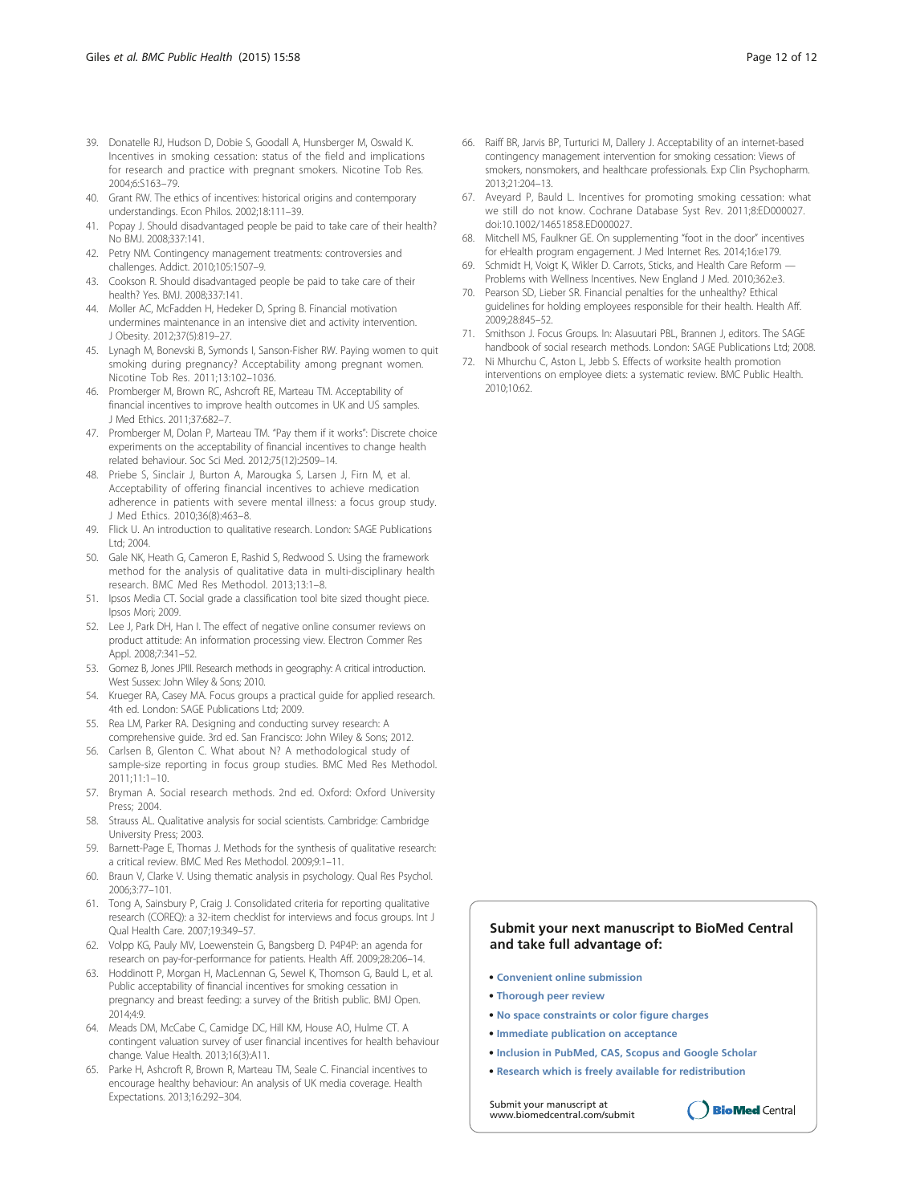39. Donatelle RJ, Hudson D, Dobie S, Goodall A, Hunsberger M, Oswald K. Incentives in smoking cessation: status of the field and implications for research and practice with pregnant smokers. Nicotine Tob Res. 2004;6:S163–79.
40. Grant RW. The ethics of incentives: historical origins and contemporary understandings. Econ Philos. 2002;18:111–39.
41. Popay J. Should disadvantaged people be paid to take care of their health? No BMJ. 2008;337:141.
42. Petry NM. Contingency management treatments: controversies and challenges. Addict. 2010;105:1507–9.
43. Cookson R. Should disadvantaged people be paid to take care of their health? Yes. BMJ. 2008;337:141.
44. Moller AC, McFadden H, Hedeker D, Spring B. Financial motivation undermines maintenance in an intensive diet and activity intervention. J Obesity. 2012;37(5):819–27.
45. Lynagh M, Bonevski B, Symonds I, Sanson-Fisher RW. Paying women to quit smoking during pregnancy? Acceptability among pregnant women. Nicotine Tob Res. 2011;13:102–1036.
46. Promberger M, Brown RC, Ashcroft RE, Marteau TM. Acceptability of financial incentives to improve health outcomes in UK and US samples. J Med Ethics. 2011;37:682–7.
47. Promberger M, Dolan P, Marteau TM. "Pay them if it works": Discrete choice experiments on the acceptability of financial incentives to change health related behaviour. Soc Sci Med. 2012;75(12):2509–14.
48. Priebe S, Sinclair J, Burton A, Marougka S, Larsen J, Firn M, et al. Acceptability of offering financial incentives to achieve medication adherence in patients with severe mental illness: a focus group study. J Med Ethics. 2010;36(8):463–8.
49. Flick U. An introduction to qualitative research. London: SAGE Publications Ltd; 2004.
50. Gale NK, Heath G, Cameron E, Rashid S, Redwood S. Using the framework method for the analysis of qualitative data in multi-disciplinary health research. BMC Med Res Methodol. 2013;13:1–8.
51. Ipsos Media CT. Social grade a classification tool bite sized thought piece. Ipsos Mori; 2009.
52. Lee J, Park DH, Han I. The effect of negative online consumer reviews on product attitude: An information processing view. Electron Commer Res Appl. 2008;7:341–52.
53. Gomez B, Jones JPIII. Research methods in geography: A critical introduction. West Sussex: John Wiley & Sons; 2010.
54. Krueger RA, Casey MA. Focus groups a practical guide for applied research. 4th ed. London: SAGE Publications Ltd; 2009.
55. Rea LM, Parker RA. Designing and conducting survey research: A comprehensive guide. 3rd ed. San Francisco: John Wiley & Sons; 2012.
56. Carlsen B, Glenton C. What about N? A methodological study of sample-size reporting in focus group studies. BMC Med Res Methodol. 2011;11:1–10.
57. Bryman A. Social research methods. 2nd ed. Oxford: Oxford University Press; 2004.
58. Strauss AL. Qualitative analysis for social scientists. Cambridge: Cambridge University Press; 2003.
59. Barnett-Page E, Thomas J. Methods for the synthesis of qualitative research: a critical review. BMC Med Res Methodol. 2009;9:1–11.
60. Braun V, Clarke V. Using thematic analysis in psychology. Qual Res Psychol. 2006;3:77–101.
61. Tong A, Sainsbury P, Craig J. Consolidated criteria for reporting qualitative research (COREQ): a 32-item checklist for interviews and focus groups. Int J Qual Health Care. 2007;19:349–57.
62. Volpp KG, Pauly MV, Loewenstein G, Bangsberg D. P4P4P: an agenda for research on pay-for-performance for patients. Health Aff. 2009;28:206–14.
63. Hoddinott P, Morgan H, MacLennan G, Sewel K, Thomson G, Bauld L, et al. Public acceptability of financial incentives for smoking cessation in pregnancy and breast feeding: a survey of the British public. BMJ Open. 2014;4:9.
64. Meads DM, McCabe C, Camidge DC, Hill KM, House AO, Hulme CT. A contingent valuation survey of user financial incentives for health behaviour change. Value Health. 2013;16(3):A11.
65. Parke H, Ashcroft R, Brown R, Marteau TM, Seale C. Financial incentives to encourage healthy behaviour: An analysis of UK media coverage. Health Expectations. 2013;16:292–304.
66. Raiff BR, Jarvis BP, Turturici M, Dallery J. Acceptability of an internet-based contingency management intervention for smoking cessation: Views of smokers, nonsmokers, and healthcare professionals. Exp Clin Psychopharm. 2013;21:204–13.
67. Aveyard P, Bauld L. Incentives for promoting smoking cessation: what we still do not know. Cochrane Database Syst Rev. 2011;8:ED000027. doi:10.1002/14651858.ED000027.
68. Mitchell MS, Faulkner GE. On supplementing "foot in the door" incentives for eHealth program engagement. J Med Internet Res. 2014;16:e179.
69. Schmidt H, Voigt K, Wikler D. Carrots, Sticks, and Health Care Reform — Problems with Wellness Incentives. New England J Med. 2010;362:e3.
70. Pearson SD, Lieber SR. Financial penalties for the unhealthy? Ethical guidelines for holding employees responsible for their health. Health Aff. 2009;28:845–52.
71. Smithson J. Focus Groups. In: Alasuutari PBL, Brannen J, editors. The SAGE handbook of social research methods. London: SAGE Publications Ltd; 2008.
72. Ni Mhurchu C, Aston L, Jebb S. Effects of worksite health promotion interventions on employee diets: a systematic review. BMC Public Health. 2010;10:62.

**Submit your next manuscript to BioMed Central and take full advantage of:**

- **Convenient online submission**
- **Thorough peer review**
- **No space constraints or color figure charges**
- **Immediate publication on acceptance**
- **Inclusion in PubMed, CAS, Scopus and Google Scholar**
- **Research which is freely available for redistribution**

Submit your manuscript at
www.biomedcentral.com/submit

BioMed Central